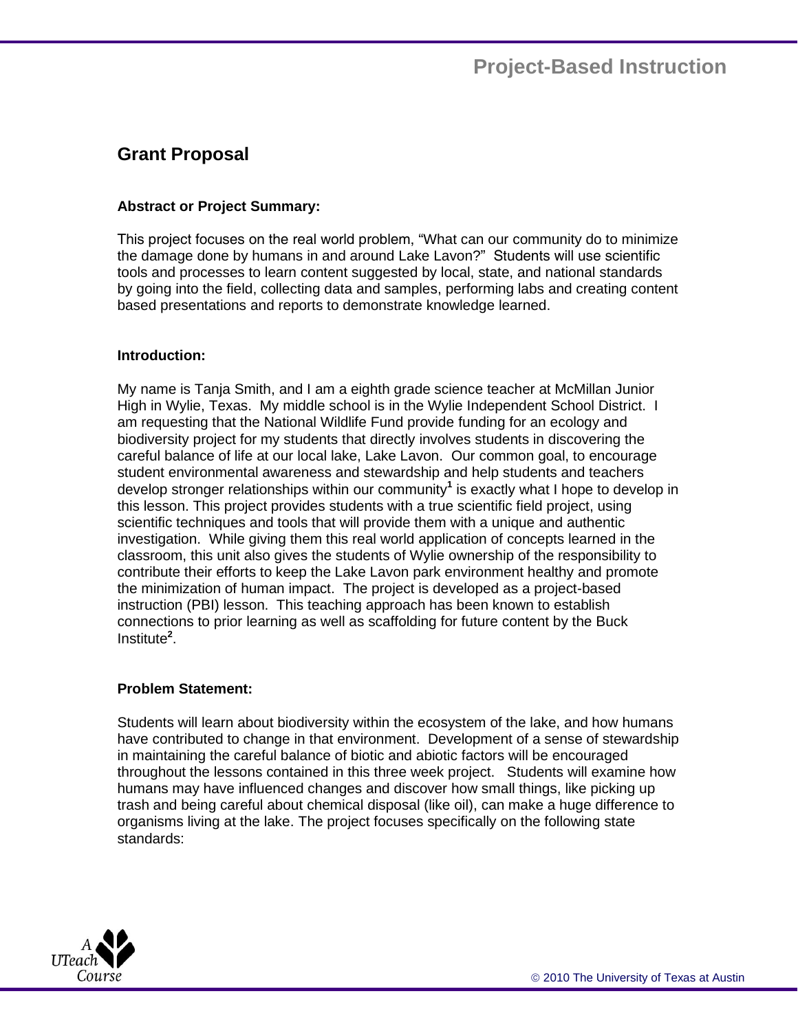## Grant Proposal

### Abstract or Project Summary:

This project focuses on the real world problem, "What can our community do to minimize the damage done by humans in and around Lake Lavon?" Students will use scientific tools and processes to learn content suggested by local, state, and national standards by going into the field, collecting data and samples, performing labs and creating content based presentations and reports to demonstrate knowledge learned.

### Introduction:

My name is Tanja Smith, and I am a eighth grade science teacher at McMillan Junior High in Wylie, Texas. My middle school is in the Wylie Independent School District. I am requesting that the National Wildlife Fund provide funding for an ecology and biodiversity project for my students that directly involves students in discovering the careful balance of life at our local lake, Lake Lavon. Our common goal, to encourage student environmental awareness and stewardship and help students and teachers develop stronger relationships within our community[1] is exactly what I hope to develop in this lesson. This project provides students with a true scientific field project, using scientific techniques and tools that will provide them with a unique and authentic investigation. While giving them this real world application of concepts learned in the classroom, this unit also gives the students of Wylie ownership of the responsibility to contribute their efforts to keep the Lake Lavon park environment healthy and promote the minimization of human impact. The project is developed as a project-based instruction (PBI) lesson. This teaching approach has been known to establish connections to prior learning as well as scaffolding for future content by the Buck Institute[2].

### Problem Statement:

Students will learn about biodiversity within the ecosystem of the lake, and how humans have contributed to change in that environment. Development of a sense of stewardship in maintaining the careful balance of biotic and abiotic factors will be encouraged throughout the lessons contained in this three week project. Students will examine how humans may have influenced changes and discover how small things, like picking up trash and being careful about chemical disposal (like oil), can make a huge difference to organisms living at the lake. The project focuses specifically on the following state standards: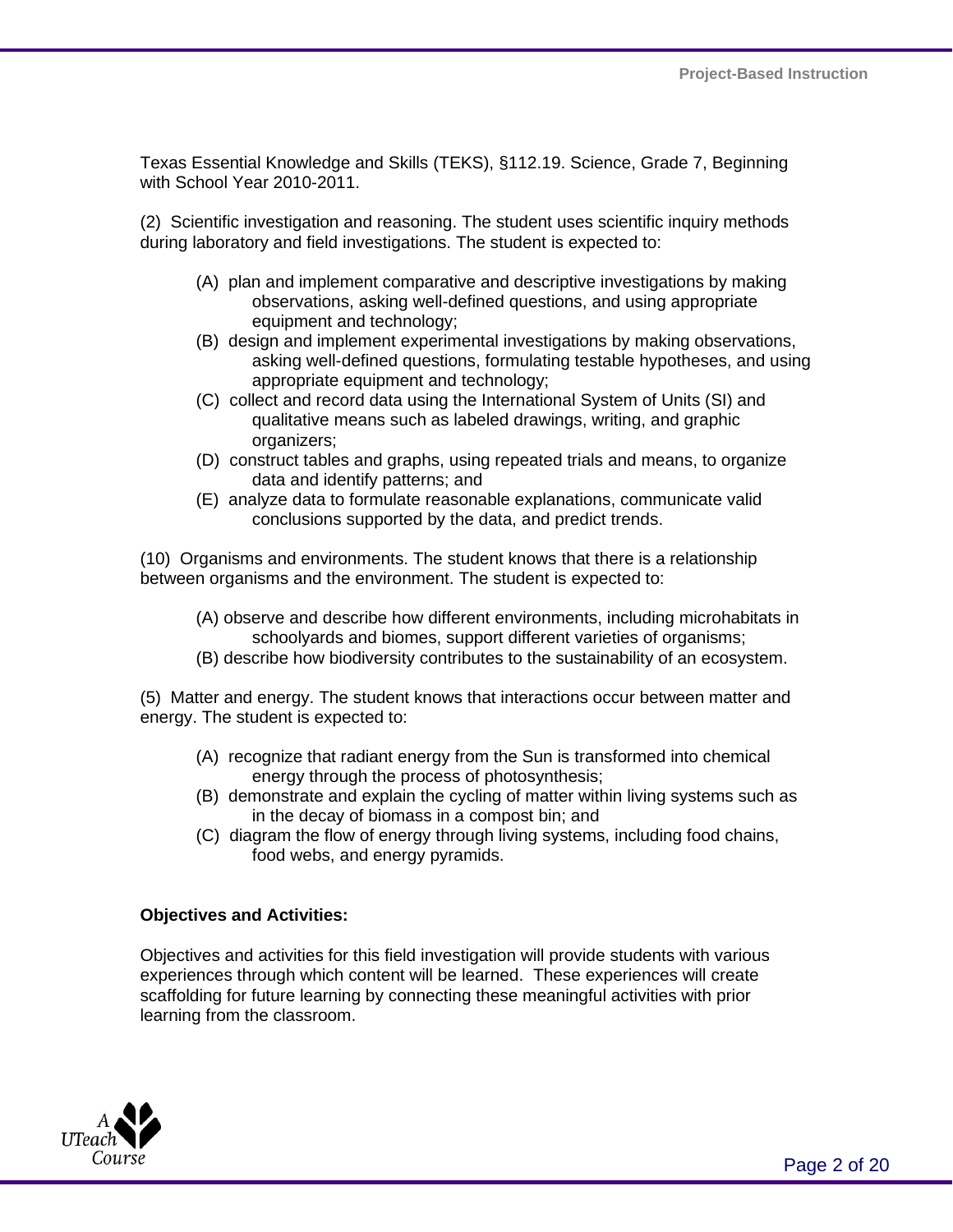Texas Essential Knowledge and Skills (TEKS), §112.19. Science, Grade 7, Beginning with School Year 2010-2011.

(2) Scientific investigation and reasoning. The student uses scientific inquiry methods during laboratory and field investigations. The student is expected to:

- (A) plan and implement comparative and descriptive investigations by making observations, asking well-defined questions, and using appropriate equipment and technology;
- (B) design and implement experimental investigations by making observations, asking well-defined questions, formulating testable hypotheses, and using appropriate equipment and technology;
- (C) collect and record data using the International System of Units (SI) and qualitative means such as labeled drawings, writing, and graphic organizers;
- (D) construct tables and graphs, using repeated trials and means, to organize data and identify patterns; and
- (E) analyze data to formulate reasonable explanations, communicate valid conclusions supported by the data, and predict trends.

(10) Organisms and environments. The student knows that there is a relationship between organisms and the environment. The student is expected to:

- (A) observe and describe how different environments, including microhabitats in schoolyards and biomes, support different varieties of organisms;
- (B) describe how biodiversity contributes to the sustainability of an ecosystem.

(5) Matter and energy. The student knows that interactions occur between matter and energy. The student is expected to:

- (A) recognize that radiant energy from the Sun is transformed into chemical energy through the process of photosynthesis;
- (B) demonstrate and explain the cycling of matter within living systems such as in the decay of biomass in a compost bin; and
- (C) diagram the flow of energy through living systems, including food chains, food webs, and energy pyramids.

**Objectives and Activities:**

Objectives and activities for this field investigation will provide students with various experiences through which content will be learned. These experiences will create scaffolding for future learning by connecting these meaningful activities with prior learning from the classroom.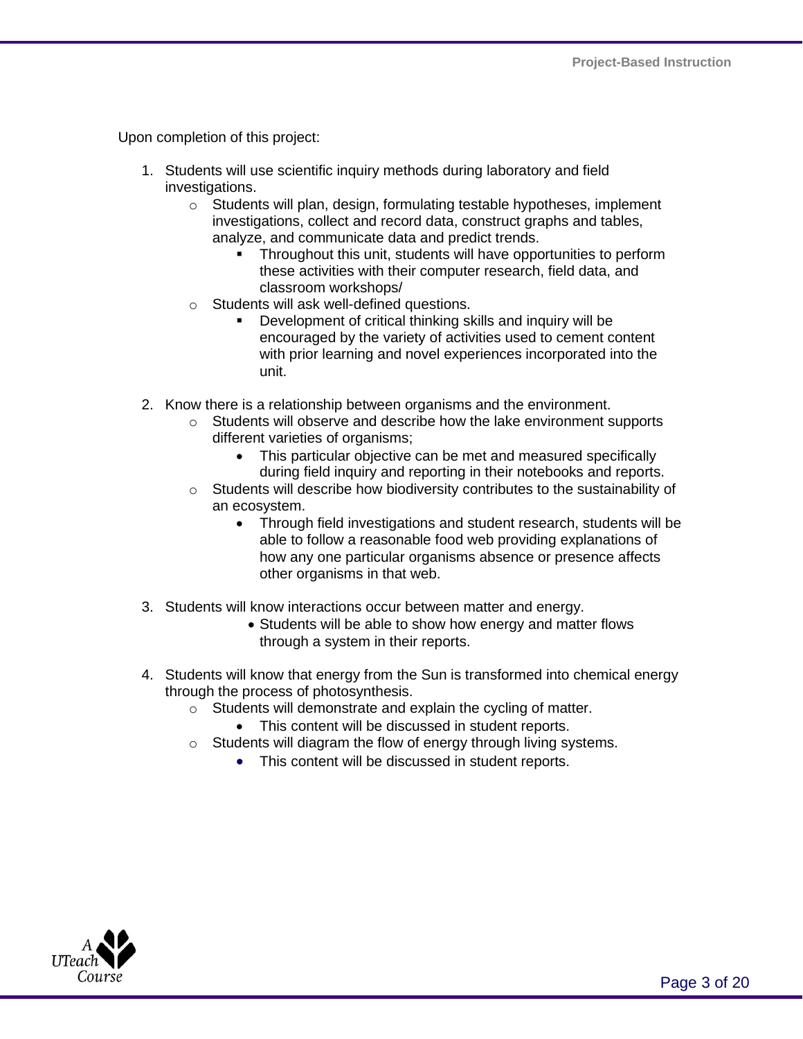Upon completion of this project:

1. Students will use scientific inquiry methods during laboratory and field investigations.
    - Students will plan, design, formulating testable hypotheses, implement investigations, collect and record data, construct graphs and tables, analyze, and communicate data and predict trends.
        - Throughout this unit, students will have opportunities to perform these activities with their computer research, field data, and classroom workshops/
    - Students will ask well-defined questions.
        - Development of critical thinking skills and inquiry will be encouraged by the variety of activities used to cement content with prior learning and novel experiences incorporated into the unit.

2. Know there is a relationship between organisms and the environment.
    - Students will observe and describe how the lake environment supports different varieties of organisms;
        - This particular objective can be met and measured specifically during field inquiry and reporting in their notebooks and reports.
    - Students will describe how biodiversity contributes to the sustainability of an ecosystem.
        - Through field investigations and student research, students will be able to follow a reasonable food web providing explanations of how any one particular organisms absence or presence affects other organisms in that web.

3. Students will know interactions occur between matter and energy.
    - Students will be able to show how energy and matter flows through a system in their reports.

4. Students will know that energy from the Sun is transformed into chemical energy through the process of photosynthesis.
    - Students will demonstrate and explain the cycling of matter.
        - This content will be discussed in student reports.
    - Students will diagram the flow of energy through living systems.
        - This content will be discussed in student reports.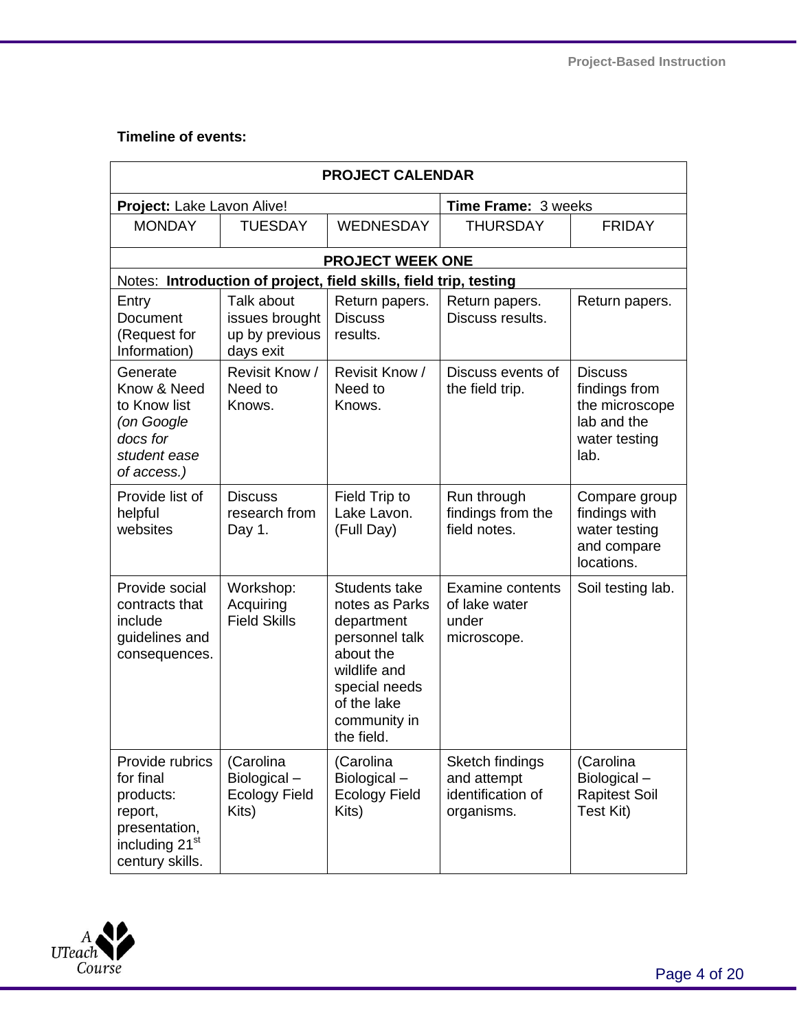**Timeline of events:**

| PROJECT CALENDAR | | | | |
|---|---|---|---|---|
| **Project:** Lake Lavon Alive! | | | **Time Frame:** 3 weeks | |
| MONDAY | TUESDAY | WEDNESDAY | THURSDAY | FRIDAY |
| **PROJECT WEEK ONE** | | | | |
| Notes: **Introduction of project, field skills, field trip, testing** | | | | |
| Entry Document (Request for Information) | Talk about issues brought up by previous days exit | Return papers. Discuss results. | Return papers. Discuss results. | Return papers. |
| Generate Know & Need to Know list *(on Google docs for student ease of access.)* | Revisit Know / Need to Knows. | Revisit Know / Need to Knows. | Discuss events of the field trip. | Discuss findings from the microscope lab and the water testing lab. |
| Provide list of helpful websites | Discuss research from Day 1. | Field Trip to Lake Lavon. (Full Day) | Run through findings from the field notes. | Compare group findings with water testing and compare locations. |
| Provide social contracts that include guidelines and consequences. | Workshop: Acquiring Field Skills | Students take notes as Parks department personnel talk about the wildlife and special needs of the lake community in the field. | Examine contents of lake water under microscope. | Soil testing lab. |
| Provide rubrics for final products: report, presentation, including 21st century skills. | (Carolina Biological – Ecology Field Kits) | (Carolina Biological – Ecology Field Kits) | Sketch findings and attempt identification of organisms. | (Carolina Biological – Rapitest Soil Test Kit) |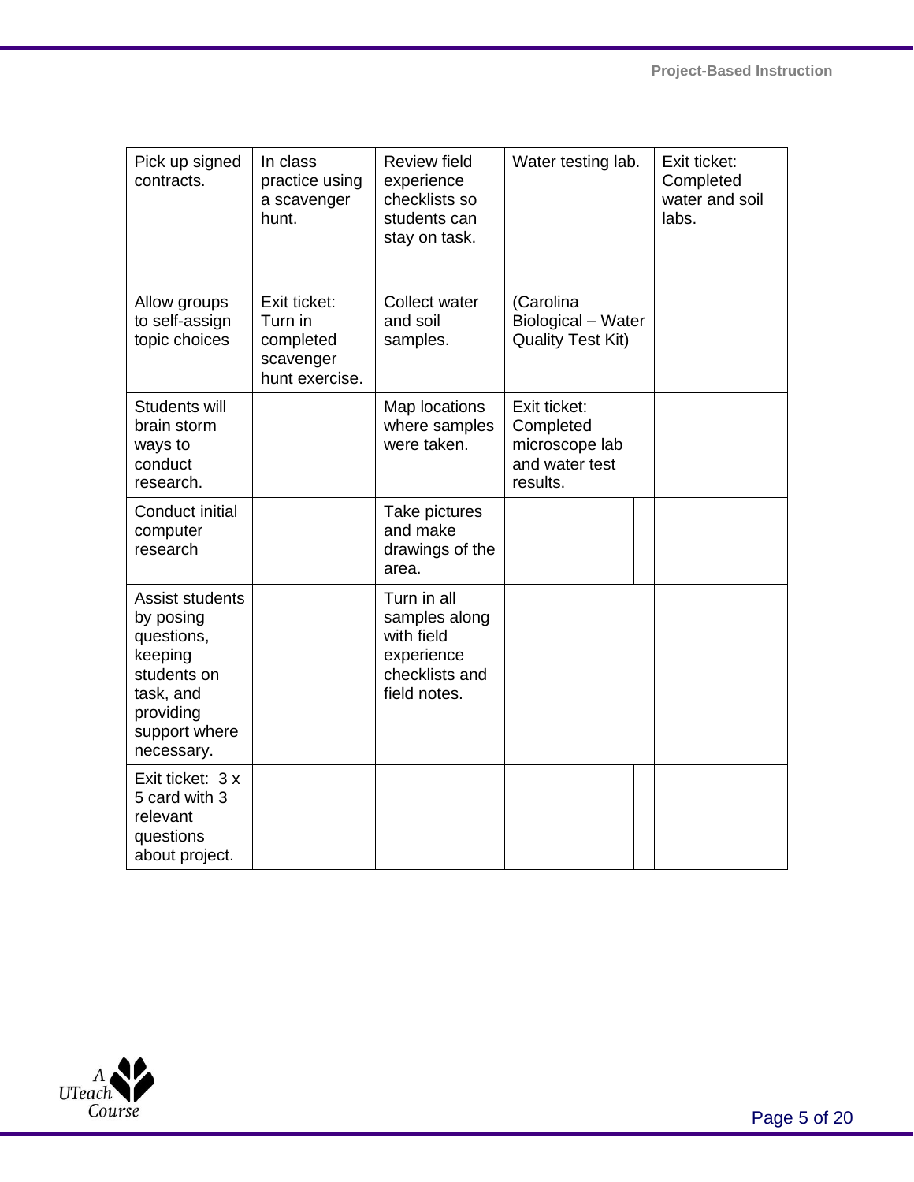| | | | | |
|---|---|---|---|---|
| Pick up signed contracts. | In class practice using a scavenger hunt. | Review field experience checklists so students can stay on task. | Water testing lab. | Exit ticket: Completed water and soil labs. |
| Allow groups to self-assign topic choices | Exit ticket: Turn in completed scavenger hunt exercise. | Collect water and soil samples. | (Carolina Biological – Water Quality Test Kit) | |
| Students will brain storm ways to conduct research. | | Map locations where samples were taken. | Exit ticket: Completed microscope lab and water test results. | |
| Conduct initial computer research | | Take pictures and make drawings of the area. | | |
| Assist students by posing questions, keeping students on task, and providing support where necessary. | | Turn in all samples along with field experience checklists and field notes. | | |
| Exit ticket: 3 x 5 card with 3 relevant questions about project. | | | | |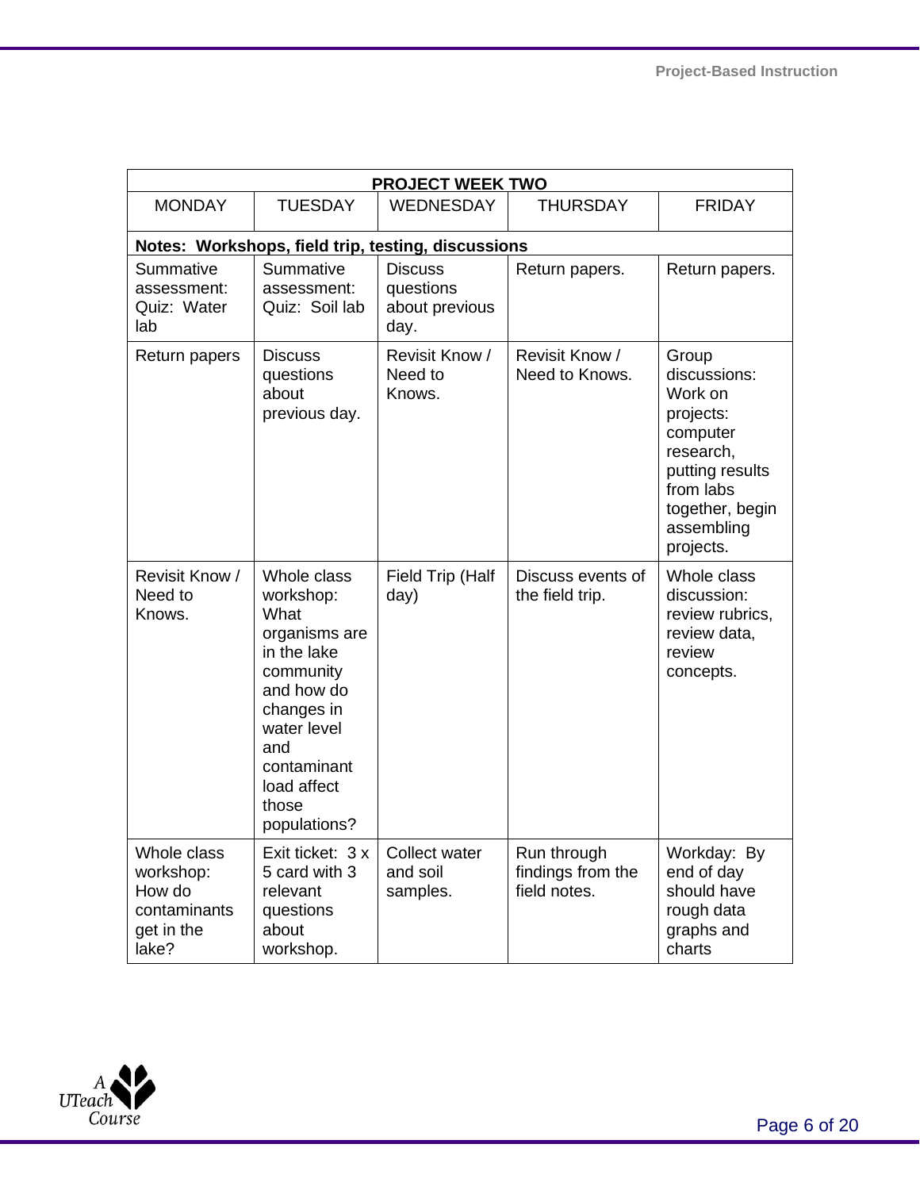| PROJECT WEEK TWO | | | | |
|---|---|---|---|---|
| MONDAY | TUESDAY | WEDNESDAY | THURSDAY | FRIDAY |
| **Notes: Workshops, field trip, testing, discussions** | | | | |
| Summative assessment: Quiz: Water lab | Summative assessment: Quiz: Soil lab | Discuss questions about previous day. | Return papers. | Return papers. |
| Return papers | Discuss questions about previous day. | Revisit Know / Need to Knows. | Revisit Know / Need to Knows. | Group discussions: Work on projects: computer research, putting results from labs together, begin assembling projects. |
| Revisit Know / Need to Knows. | Whole class workshop: What organisms are in the lake community and how do changes in water level and contaminant load affect those populations? | Field Trip (Half day) | Discuss events of the field trip. | Whole class discussion: review rubrics, review data, review concepts. |
| Whole class workshop: How do contaminants get in the lake? | Exit ticket: 3 x 5 card with 3 relevant questions about workshop. | Collect water and soil samples. | Run through findings from the field notes. | Workday: By end of day should have rough data graphs and charts |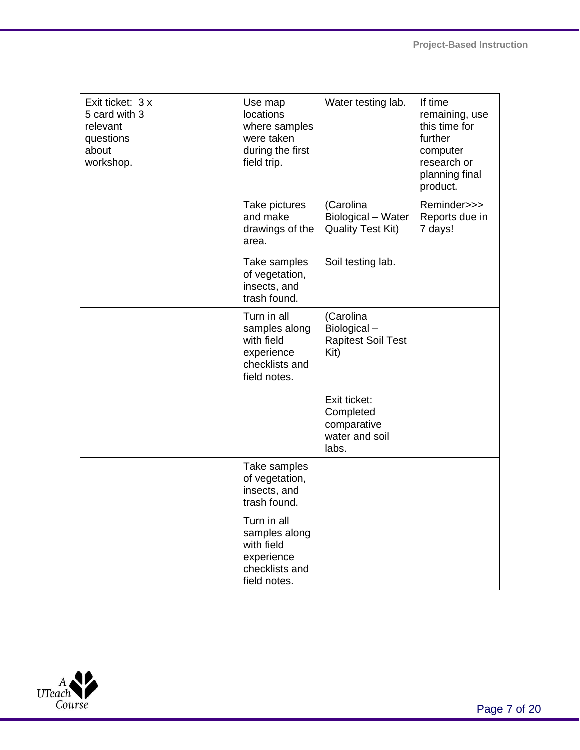| Exit ticket: 3 x 5 card with 3 relevant questions about workshop. | | Use map locations where samples were taken during the first field trip. | Water testing lab. | If time remaining, use this time for further computer research or planning final product. |
|---|---|---|---|---|
| | | Take pictures and make drawings of the area. | (Carolina Biological – Water Quality Test Kit) | Reminder>>> Reports due in 7 days! |
| | | Take samples of vegetation, insects, and trash found. | Soil testing lab. | |
| | | Turn in all samples along with field experience checklists and field notes. | (Carolina Biological – Rapitest Soil Test Kit) | |
| | | | Exit ticket: Completed comparative water and soil labs. | |
| | | Take samples of vegetation, insects, and trash found. | | |
| | | Turn in all samples along with field experience checklists and field notes. | | |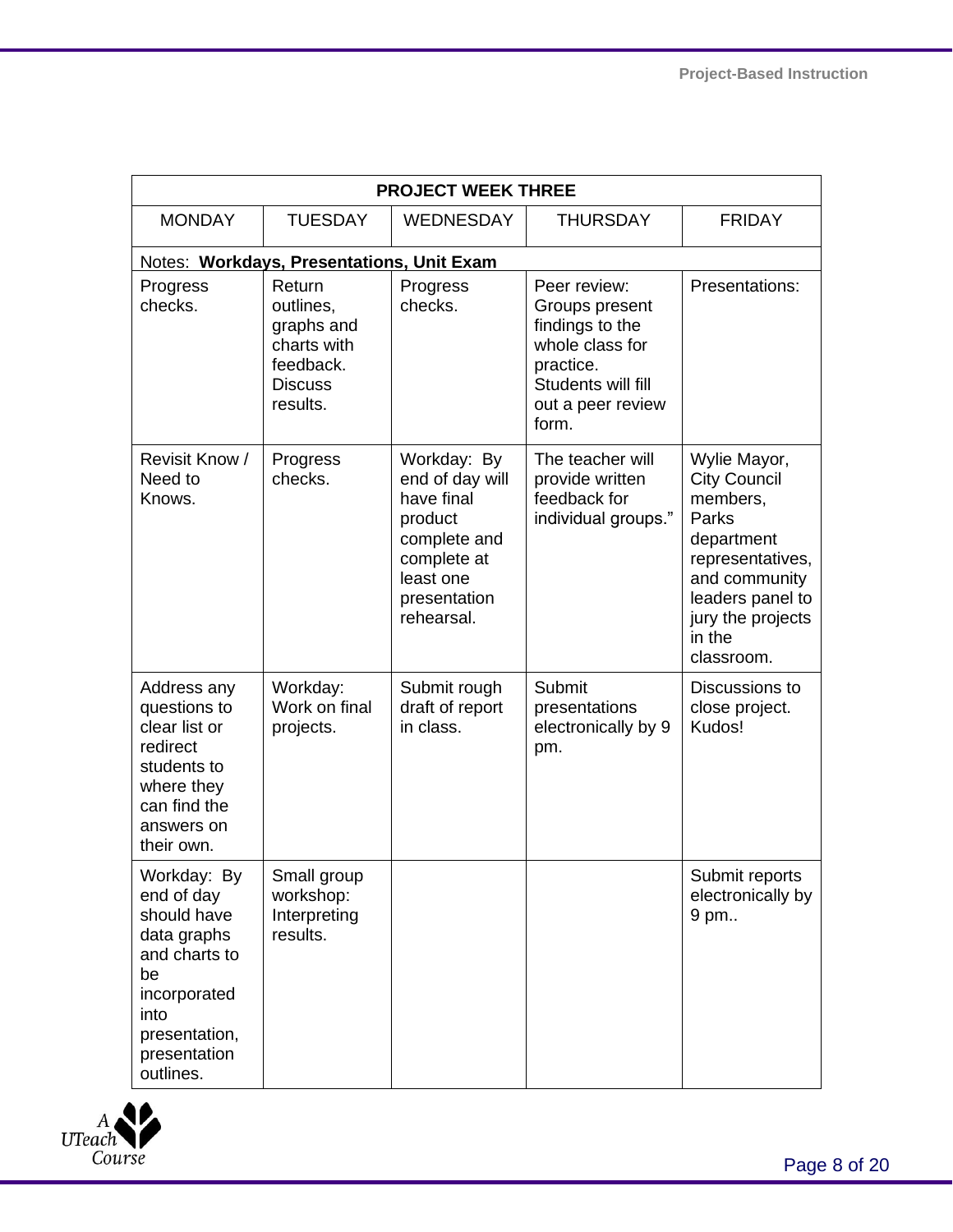| PROJECT WEEK THREE | | | | |
|---|---|---|---|---|
| MONDAY | TUESDAY | WEDNESDAY | THURSDAY | FRIDAY |
| Notes: **Workdays, Presentations, Unit Exam** | | | | |
| Progress checks. | Return outlines, graphs and charts with feedback. Discuss results. | Progress checks. | Peer review: Groups present findings to the whole class for practice. Students will fill out a peer review form. | Presentations: |
| Revisit Know / Need to Knows. | Progress checks. | Workday: By end of day will have final product complete and complete at least one presentation rehearsal. | The teacher will provide written feedback for individual groups." | Wylie Mayor, City Council members, Parks department representatives, and community leaders panel to jury the projects in the classroom. |
| Address any questions to clear list or redirect students to where they can find the answers on their own. | Workday: Work on final projects. | Submit rough draft of report in class. | Submit presentations electronically by 9 pm. | Discussions to close project. Kudos! |
| Workday: By end of day should have data graphs and charts to be incorporated into presentation, presentation outlines. | Small group workshop: Interpreting results. | | | Submit reports electronically by 9 pm.. |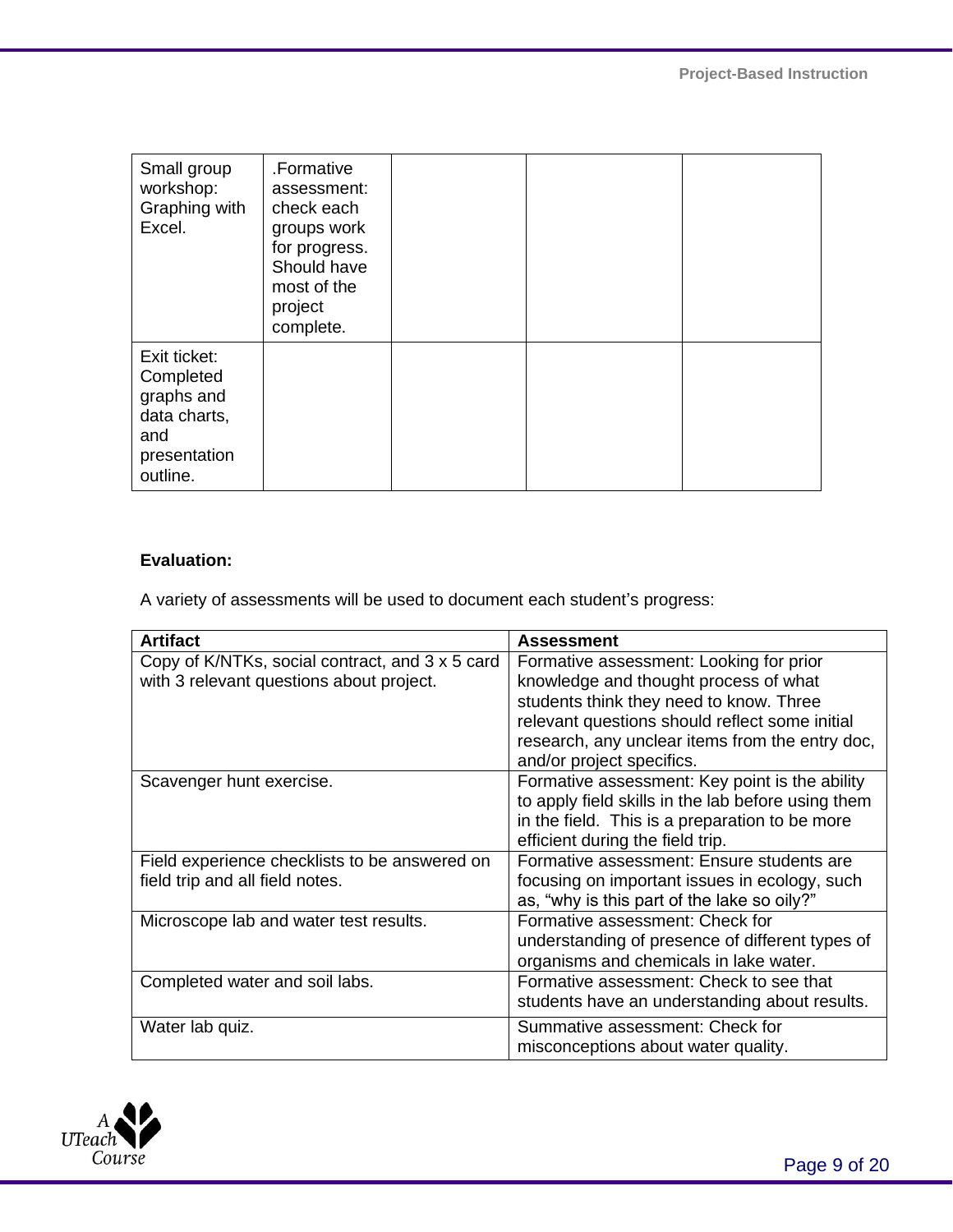| | | | | |
|---|---|---|---|---|
| Small group workshop: Graphing with Excel. | .Formative assessment: check each groups work for progress. Should have most of the project complete. | | | |
| Exit ticket: Completed graphs and data charts, and presentation outline. | | | | |

**Evaluation:**

A variety of assessments will be used to document each student's progress:

| Artifact | Assessment |
|---|---|
| Copy of K/NTKs, social contract, and 3 x 5 card with 3 relevant questions about project. | Formative assessment: Looking for prior knowledge and thought process of what students think they need to know. Three relevant questions should reflect some initial research, any unclear items from the entry doc, and/or project specifics. |
| Scavenger hunt exercise. | Formative assessment: Key point is the ability to apply field skills in the lab before using them in the field. This is a preparation to be more efficient during the field trip. |
| Field experience checklists to be answered on field trip and all field notes. | Formative assessment: Ensure students are focusing on important issues in ecology, such as, "why is this part of the lake so oily?" |
| Microscope lab and water test results. | Formative assessment: Check for understanding of presence of different types of organisms and chemicals in lake water. |
| Completed water and soil labs. | Formative assessment: Check to see that students have an understanding about results. |
| Water lab quiz. | Summative assessment: Check for misconceptions about water quality. |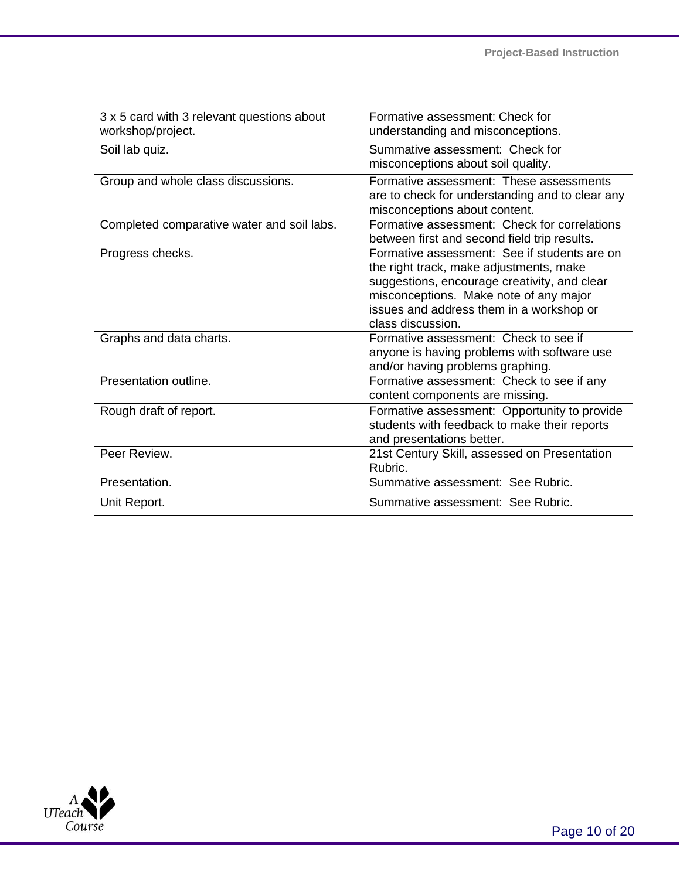| 3 x 5 card with 3 relevant questions about workshop/project. | Formative assessment: Check for understanding and misconceptions. |
| --- | --- |
| Soil lab quiz. | Summative assessment: Check for misconceptions about soil quality. |
| Group and whole class discussions. | Formative assessment: These assessments are to check for understanding and to clear any misconceptions about content. |
| Completed comparative water and soil labs. | Formative assessment: Check for correlations between first and second field trip results. |
| Progress checks. | Formative assessment: See if students are on the right track, make adjustments, make suggestions, encourage creativity, and clear misconceptions. Make note of any major issues and address them in a workshop or class discussion. |
| Graphs and data charts. | Formative assessment: Check to see if anyone is having problems with software use and/or having problems graphing. |
| Presentation outline. | Formative assessment: Check to see if any content components are missing. |
| Rough draft of report. | Formative assessment: Opportunity to provide students with feedback to make their reports and presentations better. |
| Peer Review. | 21st Century Skill, assessed on Presentation Rubric. |
| Presentation. | Summative assessment: See Rubric. |
| Unit Report. | Summative assessment: See Rubric. |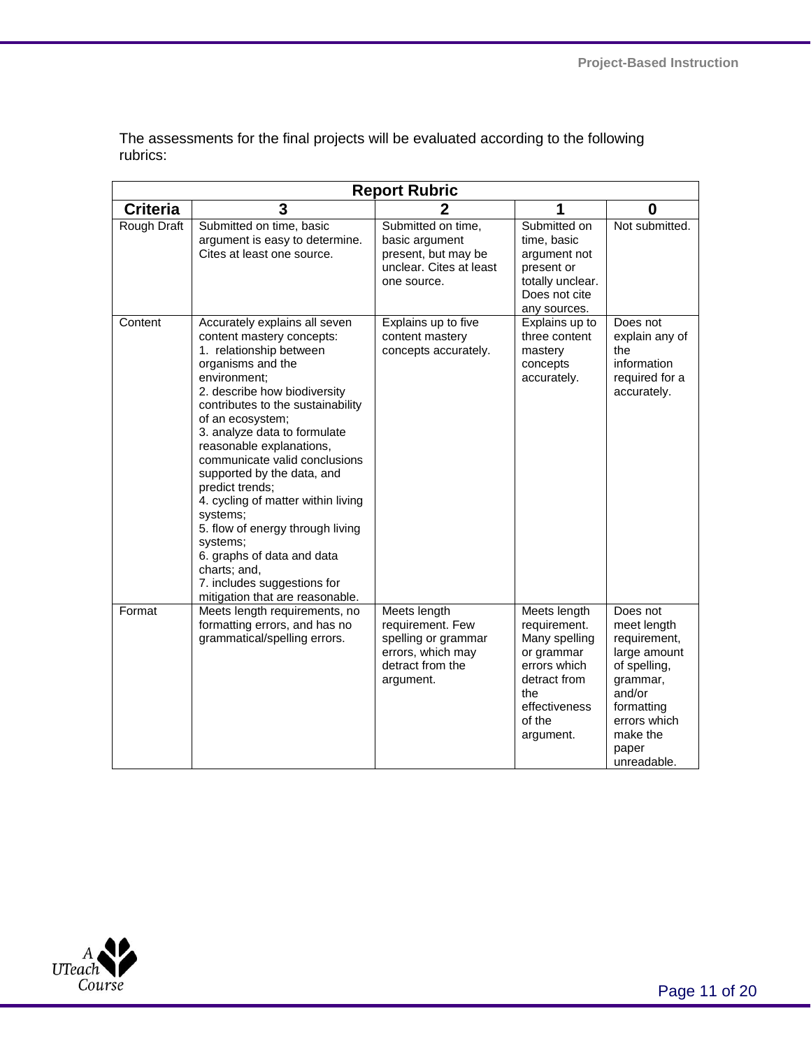The assessments for the final projects will be evaluated according to the following rubrics:

| Report Rubric | | | | |
|---|---|---|---|---|
| **Criteria** | **3** | **2** | **1** | **0** |
| Rough Draft | Submitted on time, basic argument is easy to determine. Cites at least one source. | Submitted on time, basic argument present, but may be unclear. Cites at least one source. | Submitted on time, basic argument not present or totally unclear. Does not cite any sources. | Not submitted. |
| Content | Accurately explains all seven content mastery concepts:<br>1. relationship between organisms and the environment;<br>2. describe how biodiversity contributes to the sustainability of an ecosystem;<br>3. analyze data to formulate reasonable explanations, communicate valid conclusions supported by the data, and predict trends;<br>4. cycling of matter within living systems;<br>5. flow of energy through living systems;<br>6. graphs of data and data charts; and,<br>7. includes suggestions for mitigation that are reasonable. | Explains up to five content mastery concepts accurately. | Explains up to three content mastery concepts accurately. | Does not explain any of the information required for a accurately. |
| Format | Meets length requirements, no formatting errors, and has no grammatical/spelling errors. | Meets length requirement. Few spelling or grammar errors, which may detract from the argument. | Meets length requirement. Many spelling or grammar errors which detract from the effectiveness of the argument. | Does not meet length requirement, large amount of spelling, grammar, and/or formatting errors which make the paper unreadable. |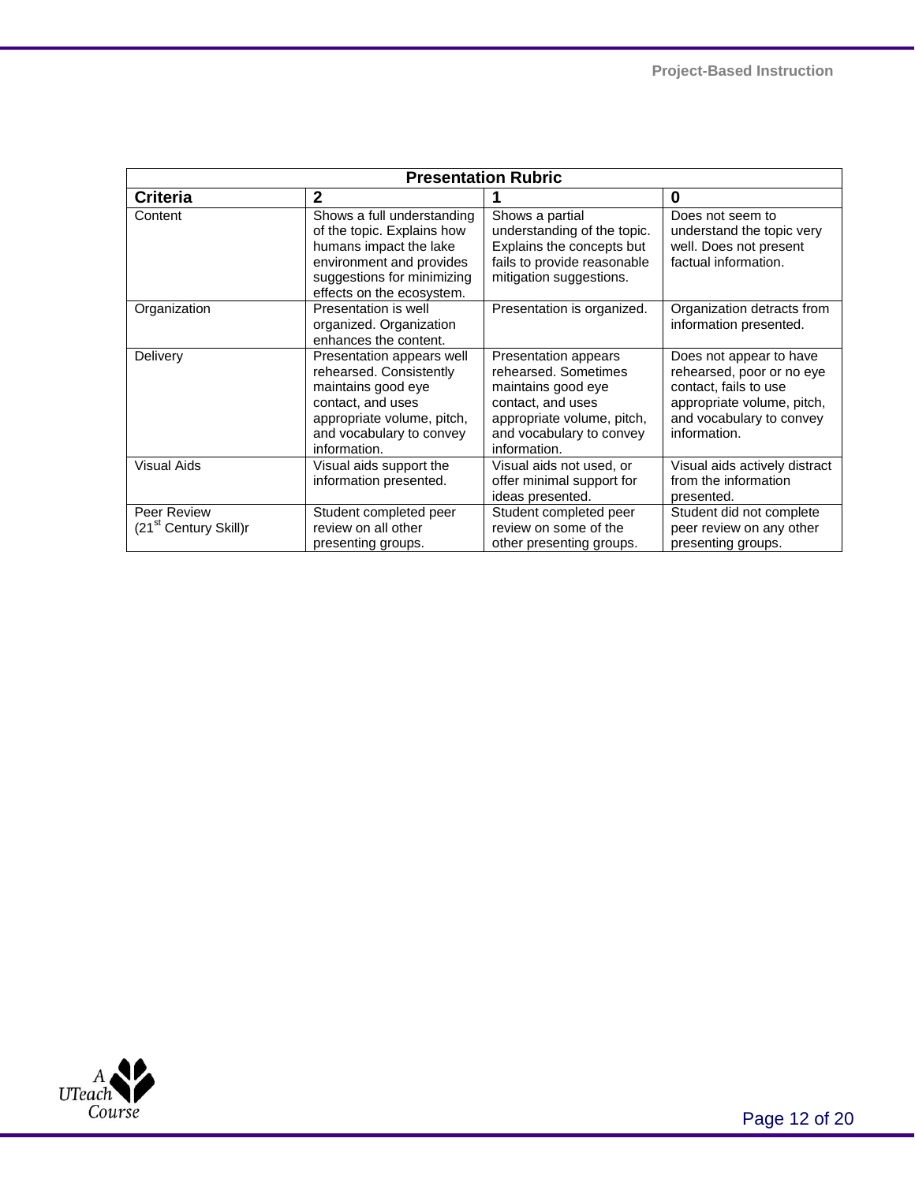**Presentation Rubric**

| Criteria | 2 | 1 | 0 |
|---|---|---|---|
| Content | Shows a full understanding of the topic. Explains how humans impact the lake environment and provides suggestions for minimizing effects on the ecosystem. | Shows a partial understanding of the topic. Explains the concepts but fails to provide reasonable mitigation suggestions. | Does not seem to understand the topic very well. Does not present factual information. |
| Organization | Presentation is well organized. Organization enhances the content. | Presentation is organized. | Organization detracts from information presented. |
| Delivery | Presentation appears well rehearsed. Consistently maintains good eye contact, and uses appropriate volume, pitch, and vocabulary to convey information. | Presentation appears rehearsed. Sometimes maintains good eye contact, and uses appropriate volume, pitch, and vocabulary to convey information. | Does not appear to have rehearsed, poor or no eye contact, fails to use appropriate volume, pitch, and vocabulary to convey information. |
| Visual Aids | Visual aids support the information presented. | Visual aids not used, or offer minimal support for ideas presented. | Visual aids actively distract from the information presented. |
| Peer Review (21st Century Skill)r | Student completed peer review on all other presenting groups. | Student completed peer review on some of the other presenting groups. | Student did not complete peer review on any other presenting groups. |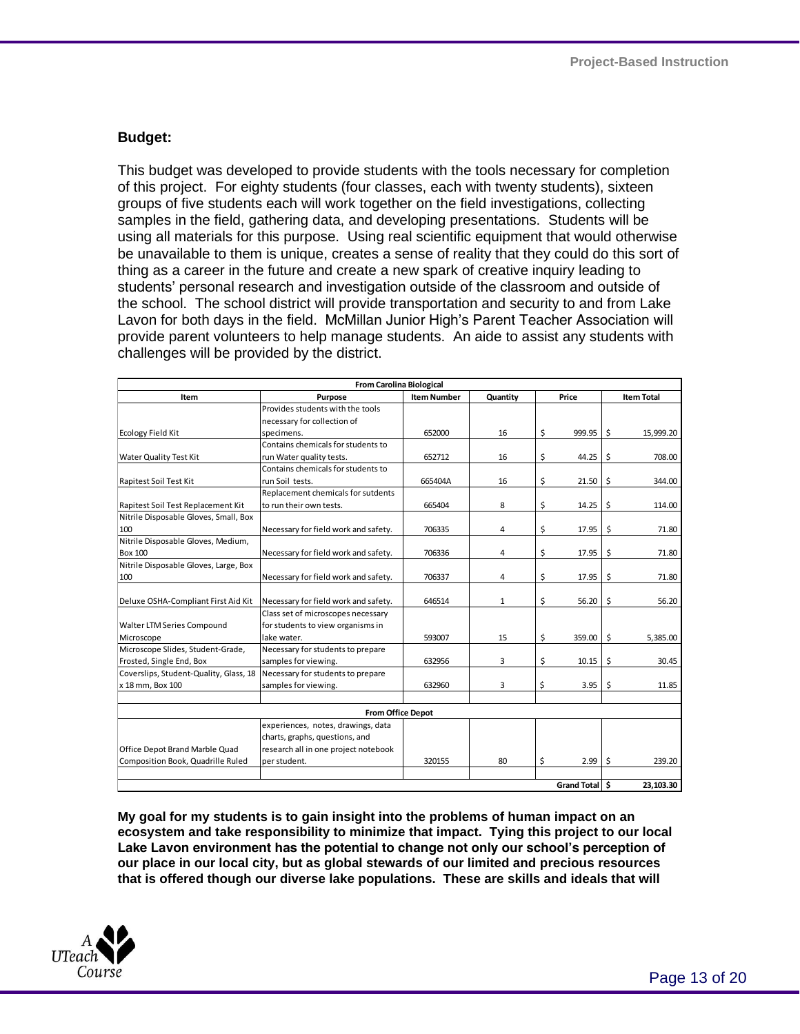### Budget:

This budget was developed to provide students with the tools necessary for completion of this project. For eighty students (four classes, each with twenty students), sixteen groups of five students each will work together on the field investigations, collecting samples in the field, gathering data, and developing presentations. Students will be using all materials for this purpose. Using real scientific equipment that would otherwise be unavailable to them is unique, creates a sense of reality that they could do this sort of thing as a career in the future and create a new spark of creative inquiry leading to students' personal research and investigation outside of the classroom and outside of the school. The school district will provide transportation and security to and from Lake Lavon for both days in the field. McMillan Junior High's Parent Teacher Association will provide parent volunteers to help manage students. An aide to assist any students with challenges will be provided by the district.

| Item | Purpose | Item Number | Quantity | Price | Item Total |
|---|---|---|---|---|---|
| **From Carolina Biological** | | | | | |
| Ecology Field Kit | Provides students with the tools necessary for collection of specimens. | 652000 | 16 | $ 999.95 | $ 15,999.20 |
| Water Quality Test Kit | Contains chemicals for students to run Water quality tests. | 652712 | 16 | $ 44.25 | $ 708.00 |
| Rapitest Soil Test Kit | Contains chemicals for students to run Soil tests. | 665404A | 16 | $ 21.50 | $ 344.00 |
| Rapitest Soil Test Replacement Kit | Replacement chemicals for sutdents to run their own tests. | 665404 | 8 | $ 14.25 | $ 114.00 |
| Nitrile Disposable Gloves, Small, Box 100 | Necessary for field work and safety. | 706335 | 4 | $ 17.95 | $ 71.80 |
| Nitrile Disposable Gloves, Medium, Box 100 | Necessary for field work and safety. | 706336 | 4 | $ 17.95 | $ 71.80 |
| Nitrile Disposable Gloves, Large, Box 100 | Necessary for field work and safety. | 706337 | 4 | $ 17.95 | $ 71.80 |
| Deluxe OSHA-Compliant First Aid Kit | Necessary for field work and safety. | 646514 | 1 | $ 56.20 | $ 56.20 |
| Walter LTM Series Compound Microscope | Class set of microscopes necessary for students to view organisms in lake water. | 593007 | 15 | $ 359.00 | $ 5,385.00 |
| Microscope Slides, Student-Grade, Frosted, Single End, Box | Necessary for students to prepare samples for viewing. | 632956 | 3 | $ 10.15 | $ 30.45 |
| Coverslips, Student-Quality, Glass, 18 x 18 mm, Box 100 | Necessary for students to prepare samples for viewing. | 632960 | 3 | $ 3.95 | $ 11.85 |
| **From Office Depot** | | | | | |
| Office Depot Brand Marble Quad Composition Book, Quadrille Ruled | experiences, notes, drawings, data charts, graphs, questions, and research all in one project notebook per student. | 320155 | 80 | $ 2.99 | $ 239.20 |
| | | | | **Grand Total** | **$ 23,103.30** |

**My goal for my students is to gain insight into the problems of human impact on an ecosystem and take responsibility to minimize that impact. Tying this project to our local Lake Lavon environment has the potential to change not only our school's perception of our place in our local city, but as global stewards of our limited and precious resources that is offered though our diverse lake populations. These are skills and ideals that will**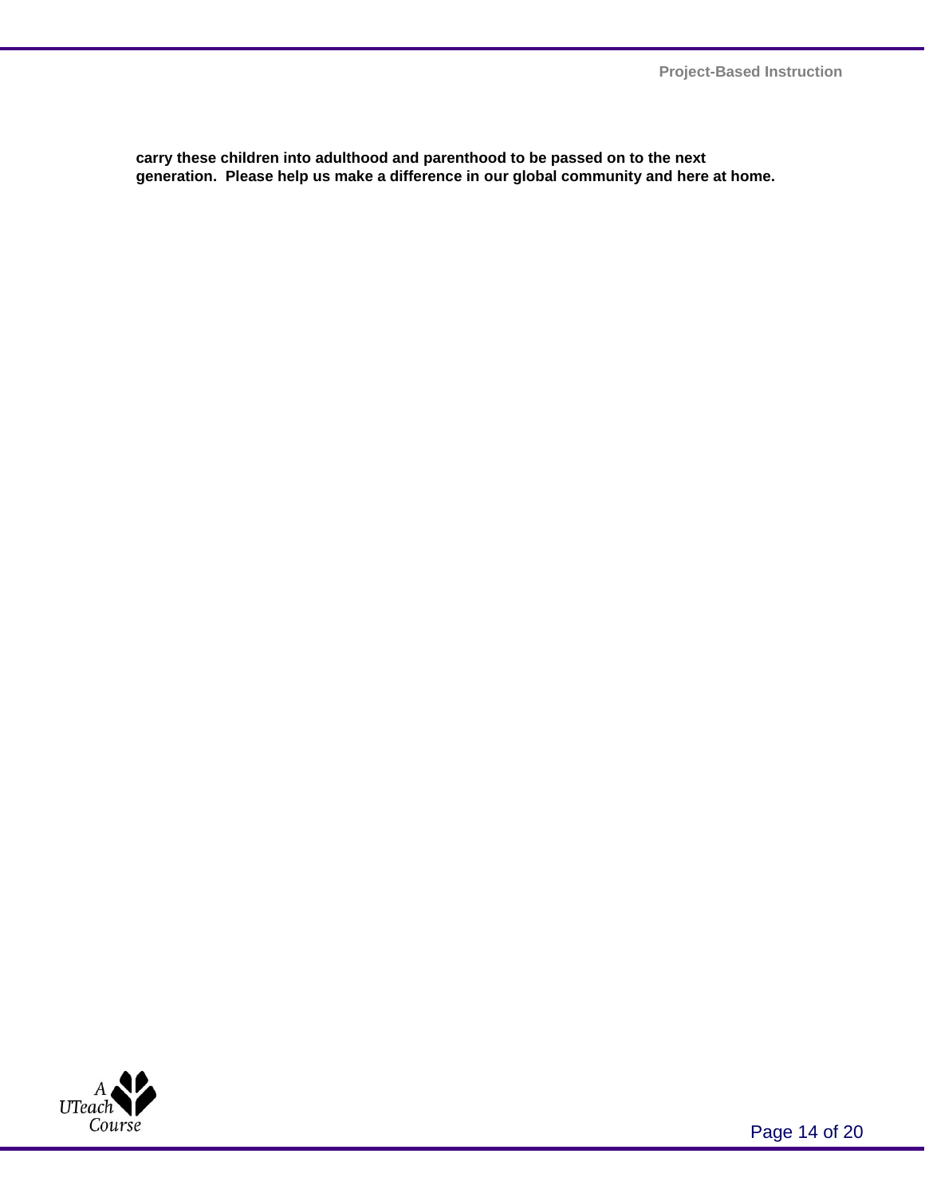**carry these children into adulthood and parenthood to be passed on to the next generation. Please help us make a difference in our global community and here at home.**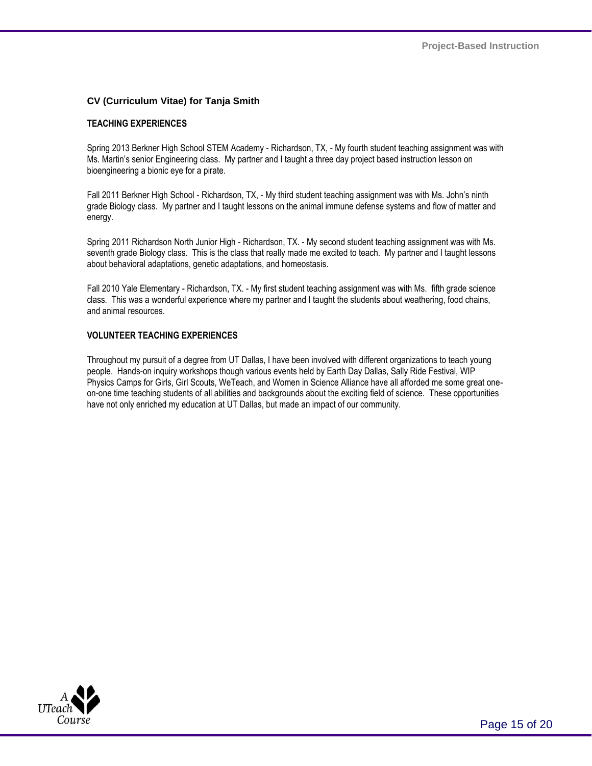## CV (Curriculum Vitae) for Tanja Smith

### TEACHING EXPERIENCES

Spring 2013 Berkner High School STEM Academy - Richardson, TX, - My fourth student teaching assignment was with Ms. Martin's senior Engineering class. My partner and I taught a three day project based instruction lesson on bioengineering a bionic eye for a pirate.

Fall 2011 Berkner High School - Richardson, TX, - My third student teaching assignment was with Ms. John's ninth grade Biology class. My partner and I taught lessons on the animal immune defense systems and flow of matter and energy.

Spring 2011 Richardson North Junior High - Richardson, TX. - My second student teaching assignment was with Ms. seventh grade Biology class. This is the class that really made me excited to teach. My partner and I taught lessons about behavioral adaptations, genetic adaptations, and homeostasis.

Fall 2010 Yale Elementary - Richardson, TX. - My first student teaching assignment was with Ms. fifth grade science class. This was a wonderful experience where my partner and I taught the students about weathering, food chains, and animal resources.

### VOLUNTEER TEACHING EXPERIENCES

Throughout my pursuit of a degree from UT Dallas, I have been involved with different organizations to teach young people. Hands-on inquiry workshops though various events held by Earth Day Dallas, Sally Ride Festival, WIP Physics Camps for Girls, Girl Scouts, WeTeach, and Women in Science Alliance have all afforded me some great one-on-one time teaching students of all abilities and backgrounds about the exciting field of science. These opportunities have not only enriched my education at UT Dallas, but made an impact of our community.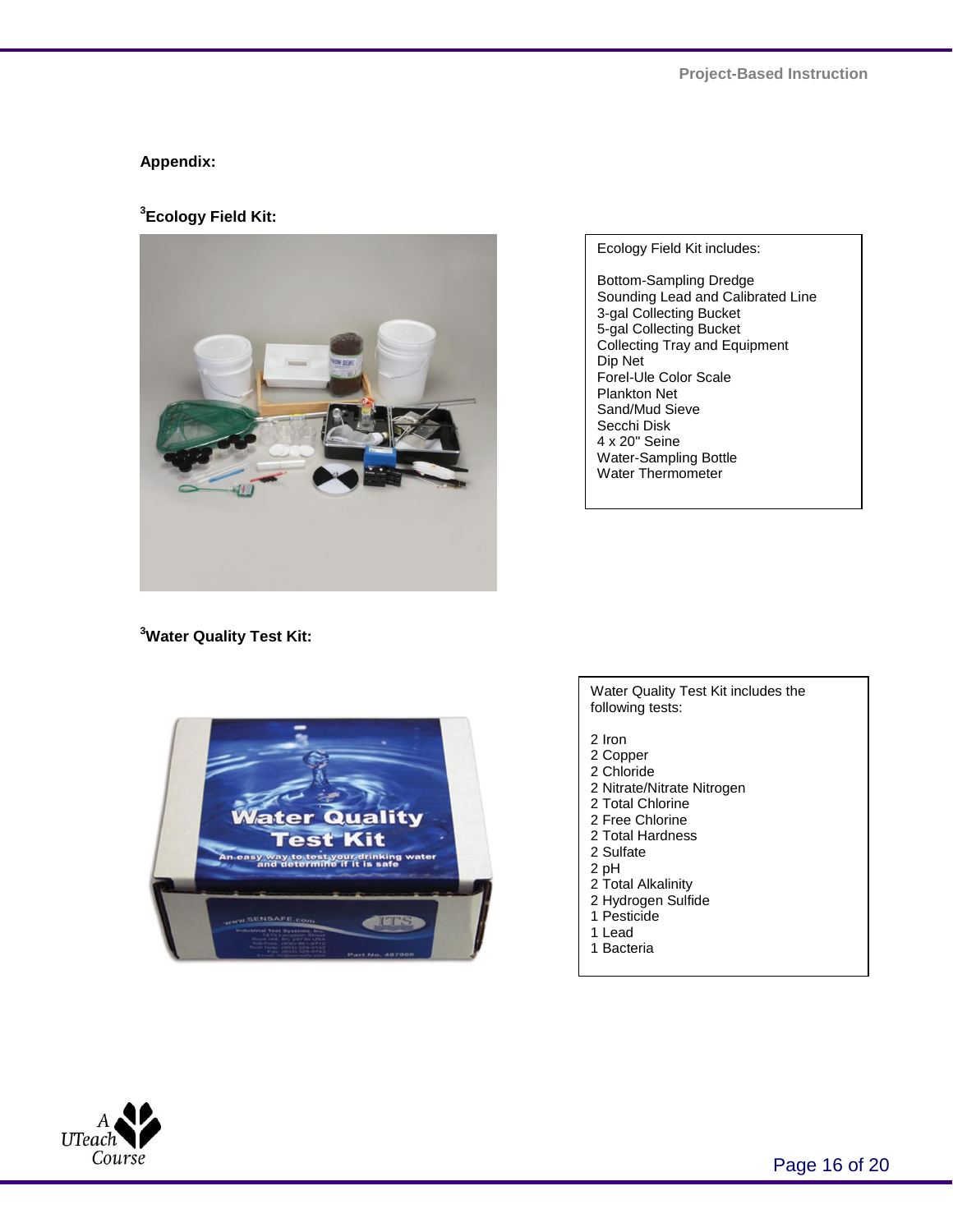**Appendix:**

**[3]Ecology Field Kit:**

Ecology Field Kit includes:

Bottom-Sampling Dredge
Sounding Lead and Calibrated Line
3-gal Collecting Bucket
5-gal Collecting Bucket
Collecting Tray and Equipment
Dip Net
Forel-Ule Color Scale
Plankton Net
Sand/Mud Sieve
Secchi Disk
4 x 20" Seine
Water-Sampling Bottle
Water Thermometer

**[3]Water Quality Test Kit:**

Water Quality Test Kit includes the following tests:

2 Iron
2 Copper
2 Chloride
2 Nitrate/Nitrate Nitrogen
2 Total Chlorine
2 Free Chlorine
2 Total Hardness
2 Sulfate
2 pH
2 Total Alkalinity
2 Hydrogen Sulfide
1 Pesticide
1 Lead
1 Bacteria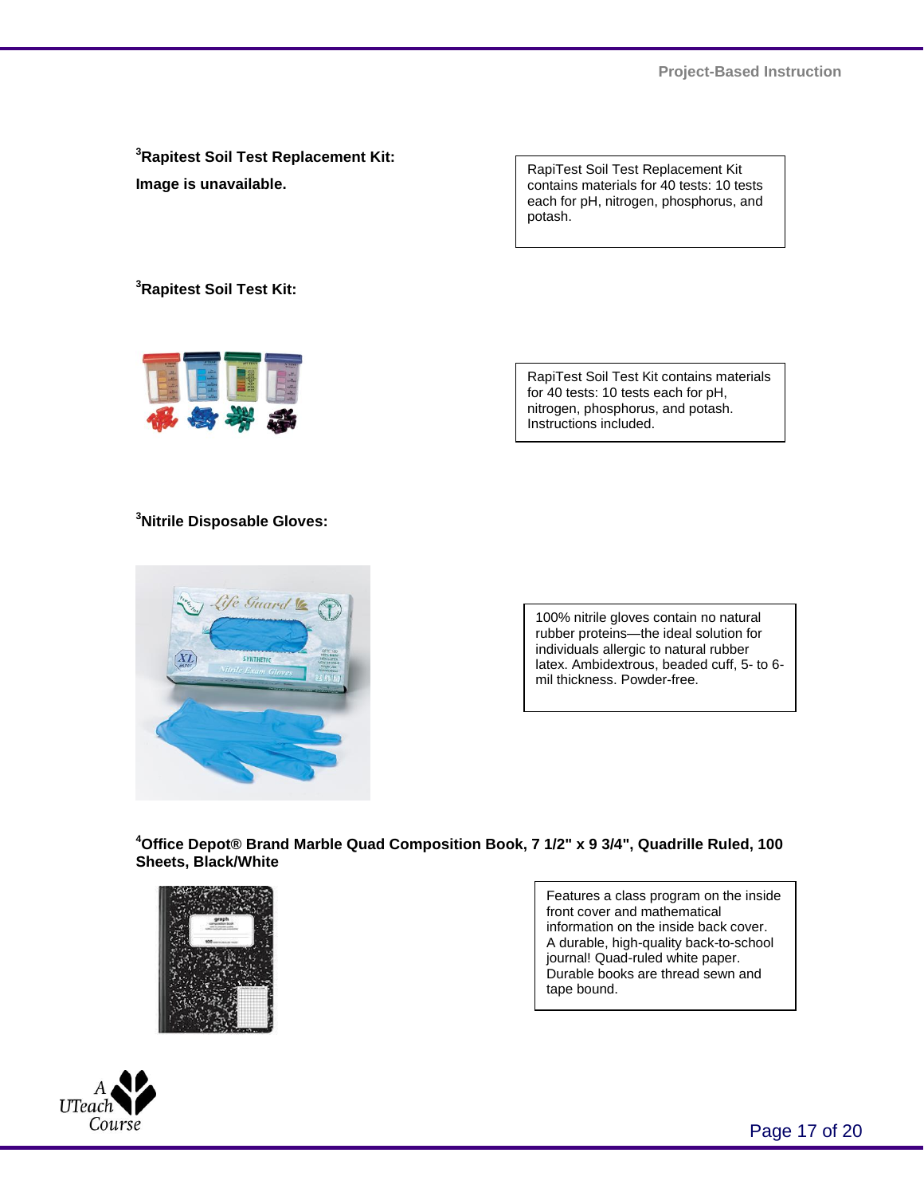**[3]Rapitest Soil Test Replacement Kit:**

**Image is unavailable.**

RapiTest Soil Test Replacement Kit contains materials for 40 tests: 10 tests each for pH, nitrogen, phosphorus, and potash.

**[3]Rapitest Soil Test Kit:**

RapiTest Soil Test Kit contains materials for 40 tests: 10 tests each for pH, nitrogen, phosphorus, and potash. Instructions included.

**[3]Nitrile Disposable Gloves:**

100% nitrile gloves contain no natural rubber proteins—the ideal solution for individuals allergic to natural rubber latex. Ambidextrous, beaded cuff, 5- to 6-mil thickness. Powder-free.

**[4]Office Depot® Brand Marble Quad Composition Book, 7 1/2" x 9 3/4", Quadrille Ruled, 100 Sheets, Black/White**

Features a class program on the inside front cover and mathematical information on the inside back cover. A durable, high-quality back-to-school journal! Quad-ruled white paper. Durable books are thread sewn and tape bound.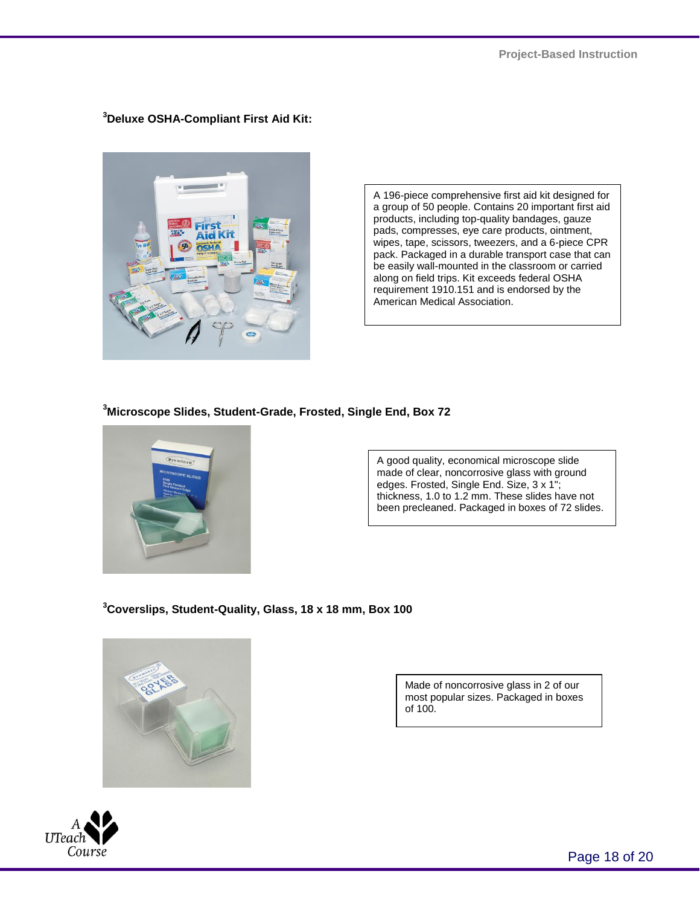### [3]Deluxe OSHA-Compliant First Aid Kit:

A 196-piece comprehensive first aid kit designed for a group of 50 people. Contains 20 important first aid products, including top-quality bandages, gauze pads, compresses, eye care products, ointment, wipes, tape, scissors, tweezers, and a 6-piece CPR pack. Packaged in a durable transport case that can be easily wall-mounted in the classroom or carried along on field trips. Kit exceeds federal OSHA requirement 1910.151 and is endorsed by the American Medical Association.

### [3]Microscope Slides, Student-Grade, Frosted, Single End, Box 72

A good quality, economical microscope slide made of clear, noncorrosive glass with ground edges. Frosted, Single End. Size, 3 x 1"; thickness, 1.0 to 1.2 mm. These slides have not been precleaned. Packaged in boxes of 72 slides.

### [3]Coverslips, Student-Quality, Glass, 18 x 18 mm, Box 100

Made of noncorrosive glass in 2 of our most popular sizes. Packaged in boxes of 100.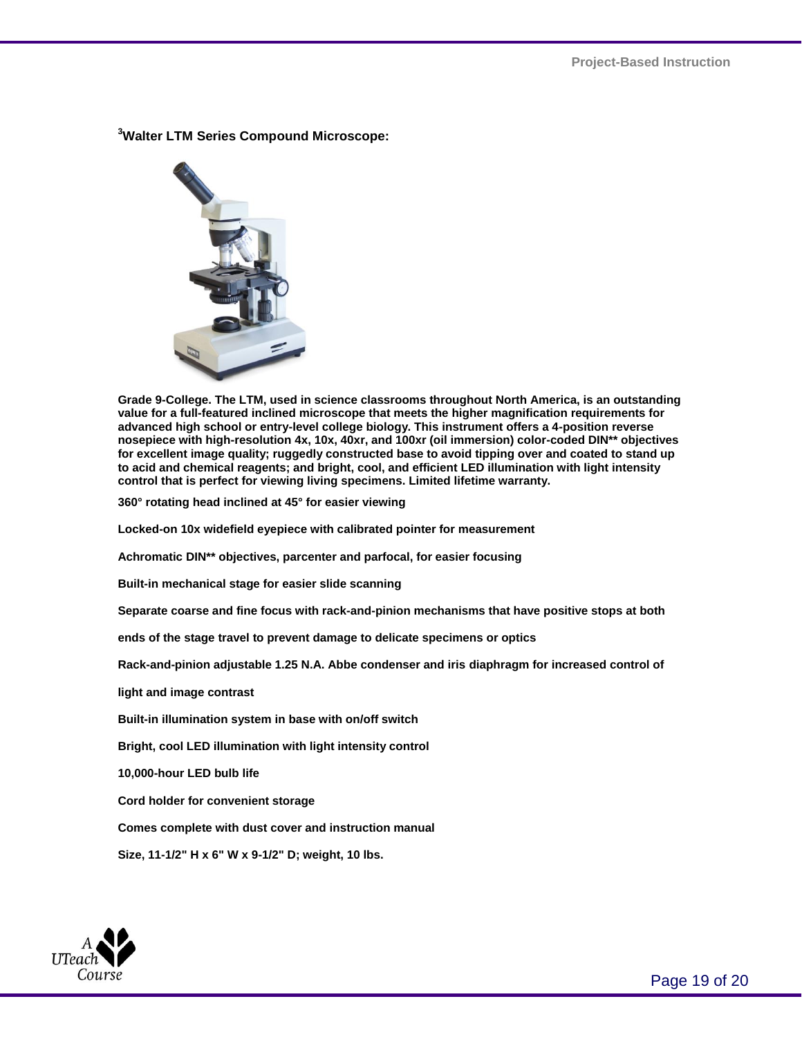### [3]Walter LTM Series Compound Microscope:

**Grade 9-College. The LTM, used in science classrooms throughout North America, is an outstanding value for a full-featured inclined microscope that meets the higher magnification requirements for advanced high school or entry-level college biology. This instrument offers a 4-position reverse nosepiece with high-resolution 4x, 10x, 40xr, and 100xr (oil immersion) color-coded DIN** objectives for excellent image quality; ruggedly constructed base to avoid tipping over and coated to stand up to acid and chemical reagents; and bright, cool, and efficient LED illumination with light intensity control that is perfect for viewing living specimens. Limited lifetime warranty.**

**360° rotating head inclined at 45° for easier viewing**

**Locked-on 10x widefield eyepiece with calibrated pointer for measurement**

**Achromatic DIN** objectives, parcenter and parfocal, for easier focusing**

**Built-in mechanical stage for easier slide scanning**

**Separate coarse and fine focus with rack-and-pinion mechanisms that have positive stops at both ends of the stage travel to prevent damage to delicate specimens or optics**

**Rack-and-pinion adjustable 1.25 N.A. Abbe condenser and iris diaphragm for increased control of light and image contrast**

**Built-in illumination system in base with on/off switch**

**Bright, cool LED illumination with light intensity control**

**10,000-hour LED bulb life**

**Cord holder for convenient storage**

**Comes complete with dust cover and instruction manual**

**Size, 11-1/2" H x 6" W x 9-1/2" D; weight, 10 lbs.**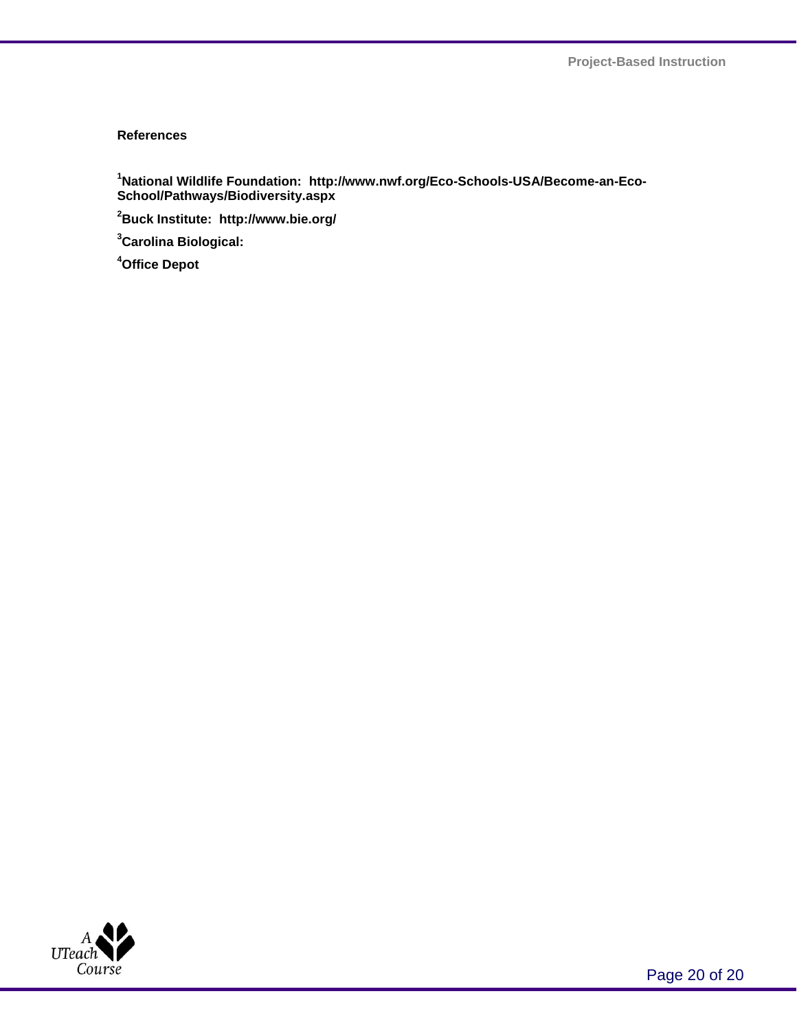**References**

[1]**National Wildlife Foundation: http://www.nwf.org/Eco-Schools-USA/Become-an-Eco-School/Pathways/Biodiversity.aspx**

[2]**Buck Institute: http://www.bie.org/**

[3]**Carolina Biological:**

[4]**Office Depot**